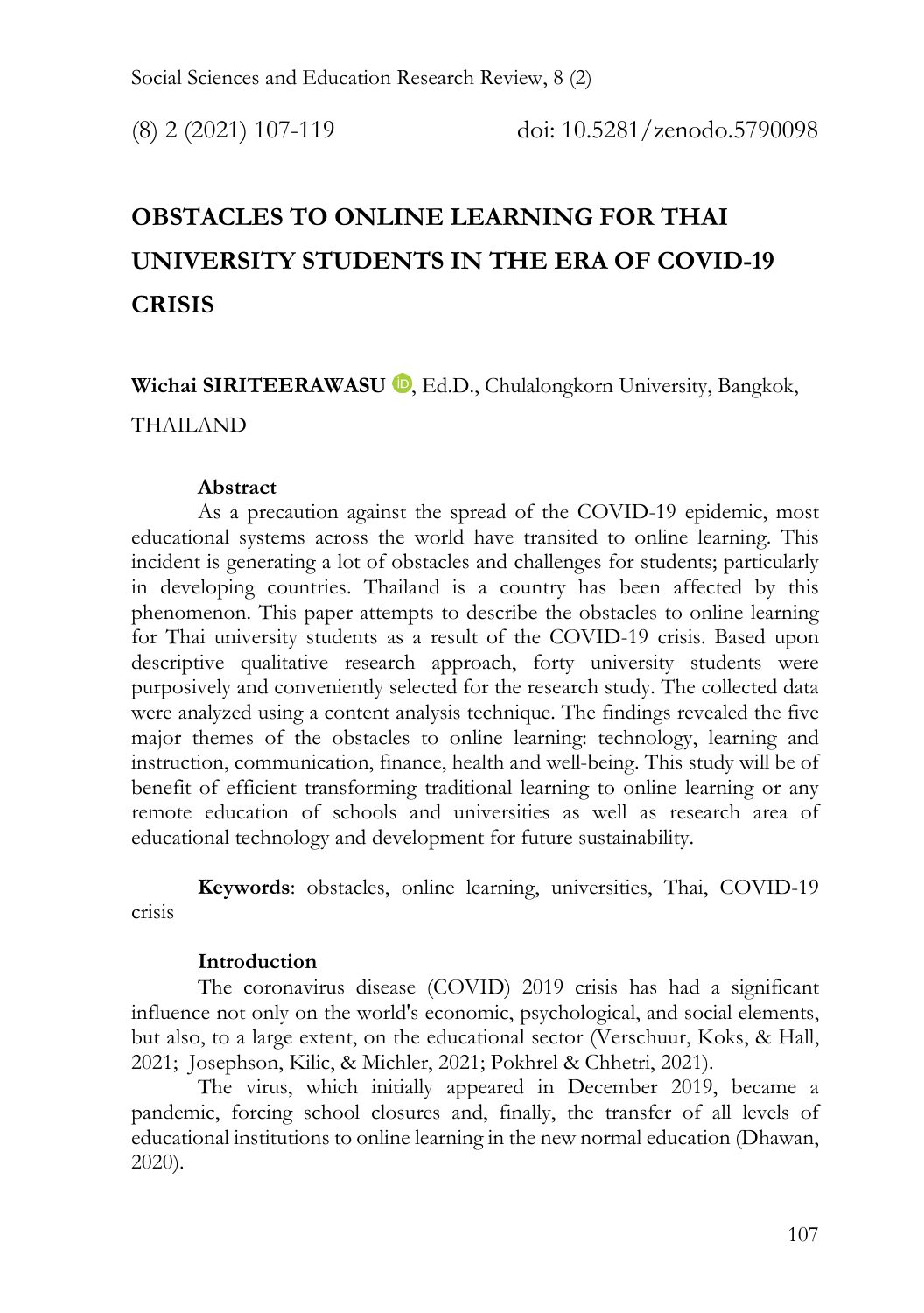# OBSTACLES TO ONLINE LEARNING FOR THAI UNIVERSITY STUDENTS IN THE ERA OF COVID-19 CRISIS

**Wichai SIRITEERAWASU**, Ed.D., Chulalongkorn University, Bangkok, THAILAND

**Abstract**

As a precaution against the spread of the COVID-19 epidemic, most educational systems across the world have transited to online learning. This incident is generating a lot of obstacles and challenges for students; particularly in developing countries. Thailand is a country has been affected by this phenomenon. This paper attempts to describe the obstacles to online learning for Thai university students as a result of the COVID-19 crisis. Based upon descriptive qualitative research approach, forty university students were purposively and conveniently selected for the research study. The collected data were analyzed using a content analysis technique. The findings revealed the five major themes of the obstacles to online learning: technology, learning and instruction, communication, finance, health and well-being. This study will be of benefit of efficient transforming traditional learning to online learning or any remote education of schools and universities as well as research area of educational technology and development for future sustainability.

**Keywords**: obstacles, online learning, universities, Thai, COVID-19 crisis

## Introduction

The coronavirus disease (COVID) 2019 crisis has had a significant influence not only on the world's economic, psychological, and social elements, but also, to a large extent, on the educational sector (Verschuur, Koks, & Hall, 2021; Josephson, Kilic, & Michler, 2021; Pokhrel & Chhetri, 2021).

The virus, which initially appeared in December 2019, became a pandemic, forcing school closures and, finally, the transfer of all levels of educational institutions to online learning in the new normal education (Dhawan, 2020).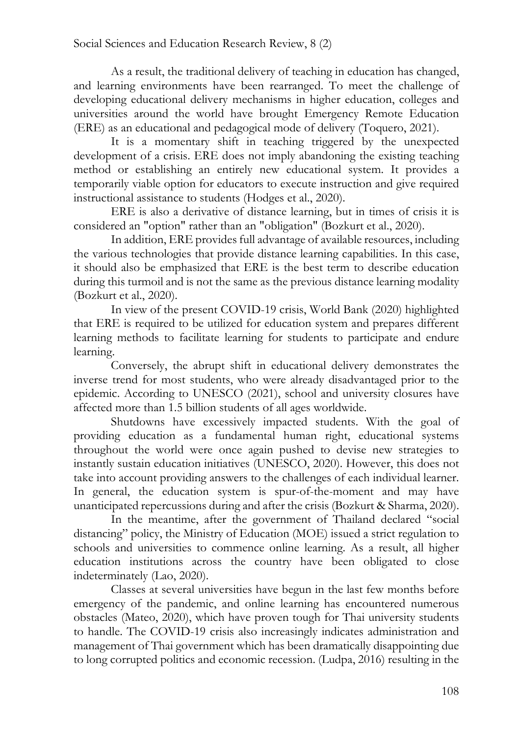As a result, the traditional delivery of teaching in education has changed, and learning environments have been rearranged. To meet the challenge of developing educational delivery mechanisms in higher education, colleges and universities around the world have brought Emergency Remote Education (ERE) as an educational and pedagogical mode of delivery (Toquero, 2021).

It is a momentary shift in teaching triggered by the unexpected development of a crisis. ERE does not imply abandoning the existing teaching method or establishing an entirely new educational system. It provides a temporarily viable option for educators to execute instruction and give required instructional assistance to students (Hodges et al., 2020).

ERE is also a derivative of distance learning, but in times of crisis it is considered an "option" rather than an "obligation" (Bozkurt et al., 2020).

In addition, ERE provides full advantage of available resources, including the various technologies that provide distance learning capabilities. In this case, it should also be emphasized that ERE is the best term to describe education during this turmoil and is not the same as the previous distance learning modality (Bozkurt et al., 2020).

In view of the present COVID-19 crisis, World Bank (2020) highlighted that ERE is required to be utilized for education system and prepares different learning methods to facilitate learning for students to participate and endure learning.

Conversely, the abrupt shift in educational delivery demonstrates the inverse trend for most students, who were already disadvantaged prior to the epidemic. According to UNESCO (2021), school and university closures have affected more than 1.5 billion students of all ages worldwide.

Shutdowns have excessively impacted students. With the goal of providing education as a fundamental human right, educational systems throughout the world were once again pushed to devise new strategies to instantly sustain education initiatives (UNESCO, 2020). However, this does not take into account providing answers to the challenges of each individual learner. In general, the education system is spur-of-the-moment and may have unanticipated repercussions during and after the crisis (Bozkurt & Sharma, 2020).

In the meantime, after the government of Thailand declared "social distancing" policy, the Ministry of Education (MOE) issued a strict regulation to schools and universities to commence online learning. As a result, all higher education institutions across the country have been obligated to close indeterminately (Lao, 2020).

Classes at several universities have begun in the last few months before emergency of the pandemic, and online learning has encountered numerous obstacles (Mateo, 2020), which have proven tough for Thai university students to handle. The COVID-19 crisis also increasingly indicates administration and management of Thai government which has been dramatically disappointing due to long corrupted politics and economic recession. (Ludpa, 2016) resulting in the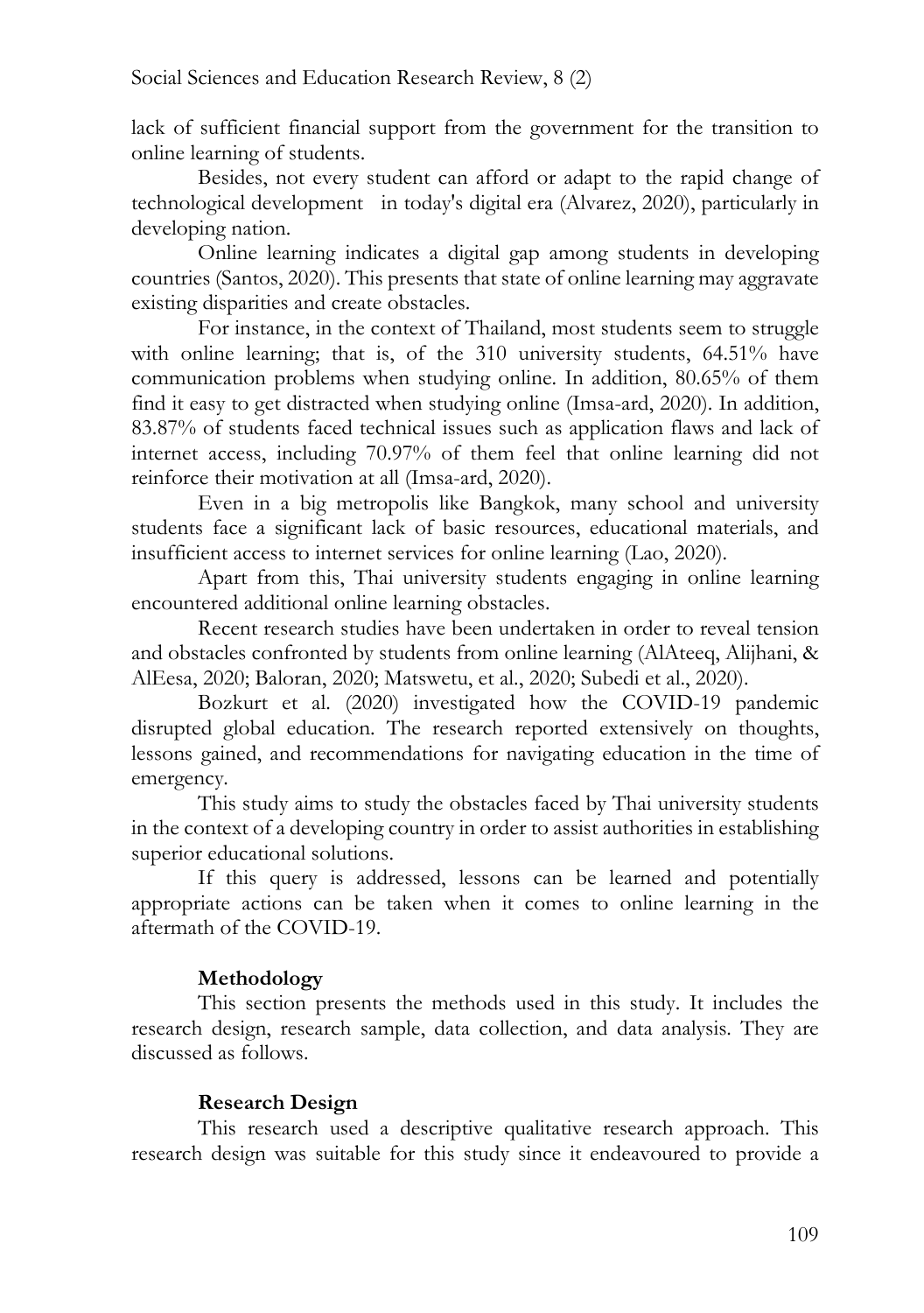lack of sufficient financial support from the government for the transition to online learning of students.

Besides, not every student can afford or adapt to the rapid change of technological development in today's digital era (Alvarez, 2020), particularly in developing nation.

Online learning indicates a digital gap among students in developing countries (Santos, 2020). This presents that state of online learning may aggravate existing disparities and create obstacles.

For instance, in the context of Thailand, most students seem to struggle with online learning; that is, of the 310 university students, 64.51% have communication problems when studying online. In addition, 80.65% of them find it easy to get distracted when studying online (Imsa-ard, 2020). In addition, 83.87% of students faced technical issues such as application flaws and lack of internet access, including 70.97% of them feel that online learning did not reinforce their motivation at all (Imsa-ard, 2020).

Even in a big metropolis like Bangkok, many school and university students face a significant lack of basic resources, educational materials, and insufficient access to internet services for online learning (Lao, 2020).

Apart from this, Thai university students engaging in online learning encountered additional online learning obstacles.

Recent research studies have been undertaken in order to reveal tension and obstacles confronted by students from online learning (AlAteeq, Alijhani, & AlEesa, 2020; Baloran, 2020; Matswetu, et al., 2020; Subedi et al., 2020).

Bozkurt et al. (2020) investigated how the COVID-19 pandemic disrupted global education. The research reported extensively on thoughts, lessons gained, and recommendations for navigating education in the time of emergency.

This study aims to study the obstacles faced by Thai university students in the context of a developing country in order to assist authorities in establishing superior educational solutions.

If this query is addressed, lessons can be learned and potentially appropriate actions can be taken when it comes to online learning in the aftermath of the COVID-19.

## Methodology

This section presents the methods used in this study. It includes the research design, research sample, data collection, and data analysis. They are discussed as follows.

### Research Design

This research used a descriptive qualitative research approach. This research design was suitable for this study since it endeavoured to provide a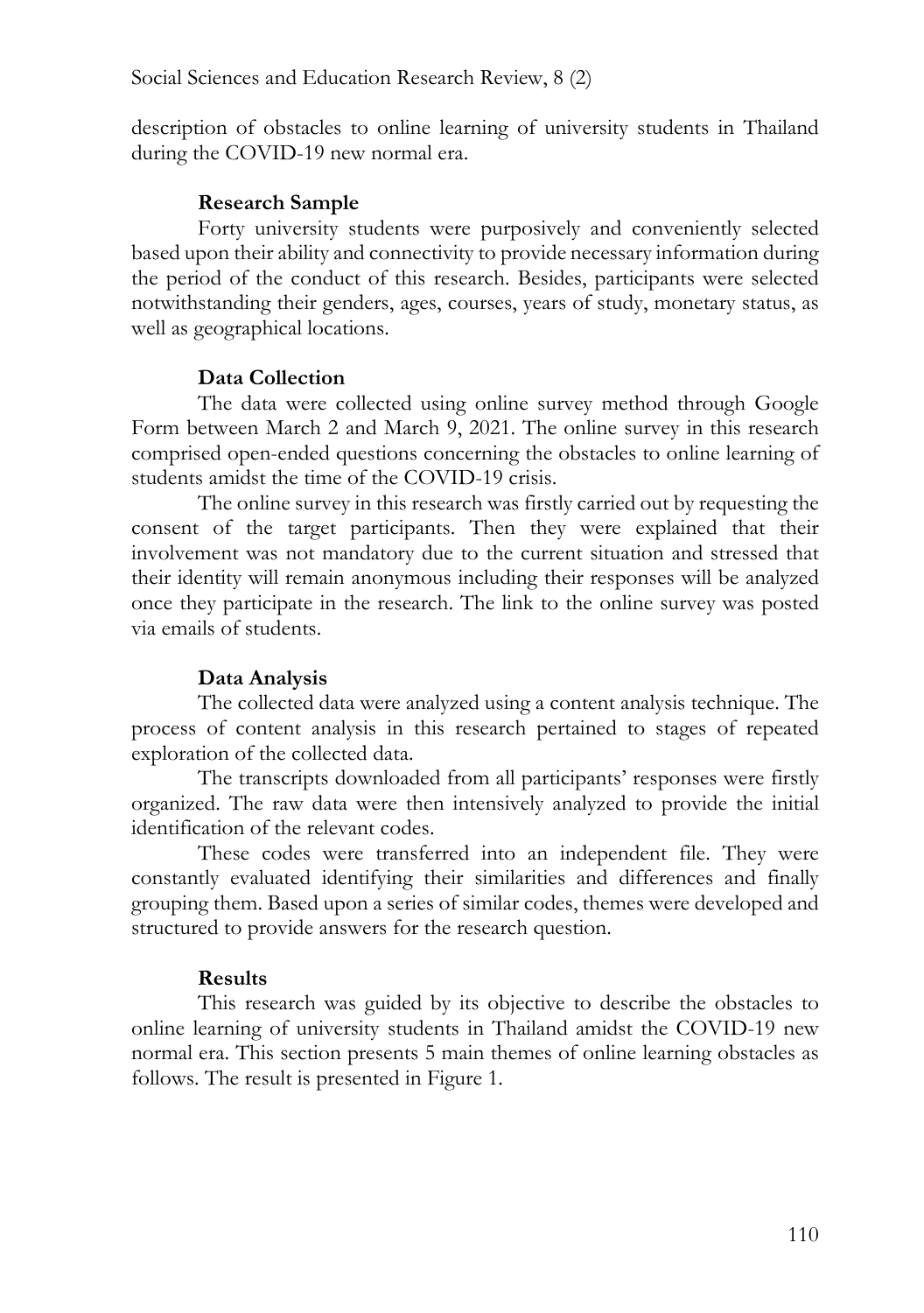description of obstacles to online learning of university students in Thailand during the COVID-19 new normal era.

### Research Sample

Forty university students were purposively and conveniently selected based upon their ability and connectivity to provide necessary information during the period of the conduct of this research. Besides, participants were selected notwithstanding their genders, ages, courses, years of study, monetary status, as well as geographical locations.

### Data Collection

The data were collected using online survey method through Google Form between March 2 and March 9, 2021. The online survey in this research comprised open-ended questions concerning the obstacles to online learning of students amidst the time of the COVID-19 crisis.

The online survey in this research was firstly carried out by requesting the consent of the target participants. Then they were explained that their involvement was not mandatory due to the current situation and stressed that their identity will remain anonymous including their responses will be analyzed once they participate in the research. The link to the online survey was posted via emails of students.

### Data Analysis

The collected data were analyzed using a content analysis technique. The process of content analysis in this research pertained to stages of repeated exploration of the collected data.

The transcripts downloaded from all participants' responses were firstly organized. The raw data were then intensively analyzed to provide the initial identification of the relevant codes.

These codes were transferred into an independent file. They were constantly evaluated identifying their similarities and differences and finally grouping them. Based upon a series of similar codes, themes were developed and structured to provide answers for the research question.

### Results

This research was guided by its objective to describe the obstacles to online learning of university students in Thailand amidst the COVID-19 new normal era. This section presents 5 main themes of online learning obstacles as follows. The result is presented in Figure 1.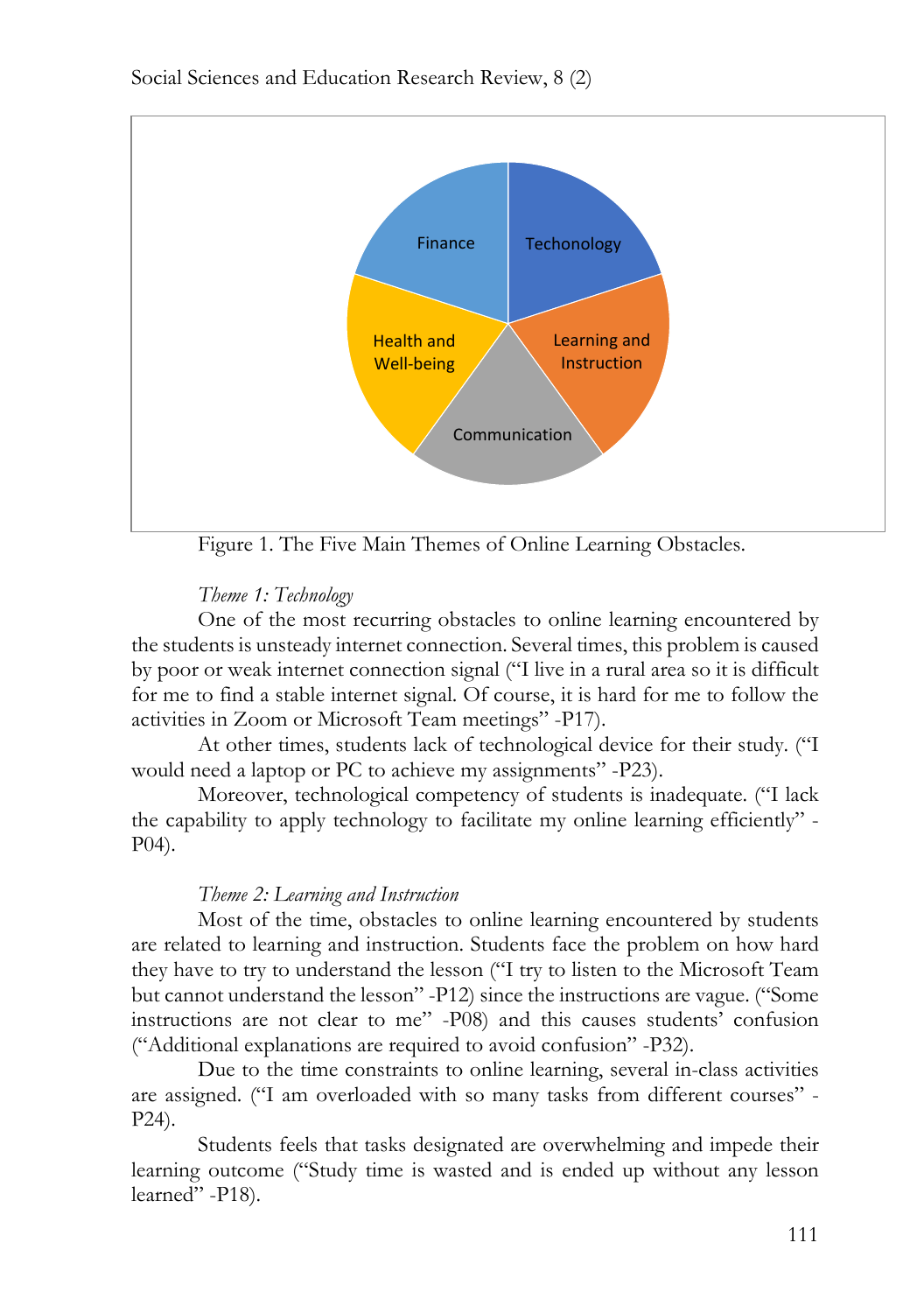Figure 1. The Five Main Themes of Online Learning Obstacles.

*Theme 1: Technology*

One of the most recurring obstacles to online learning encountered by the students is unsteady internet connection. Several times, this problem is caused by poor or weak internet connection signal ("I live in a rural area so it is difficult for me to find a stable internet signal. Of course, it is hard for me to follow the activities in Zoom or Microsoft Team meetings" -P17).

At other times, students lack of technological device for their study. ("I would need a laptop or PC to achieve my assignments" -P23).

Moreover, technological competency of students is inadequate. ("I lack the capability to apply technology to facilitate my online learning efficiently" -P04).

*Theme 2: Learning and Instruction*

Most of the time, obstacles to online learning encountered by students are related to learning and instruction. Students face the problem on how hard they have to try to understand the lesson ("I try to listen to the Microsoft Team but cannot understand the lesson" -P12) since the instructions are vague. ("Some instructions are not clear to me" -P08) and this causes students' confusion ("Additional explanations are required to avoid confusion" -P32).

Due to the time constraints to online learning, several in-class activities are assigned. ("I am overloaded with so many tasks from different courses" -P24).

Students feels that tasks designated are overwhelming and impede their learning outcome ("Study time is wasted and is ended up without any lesson learned" -P18).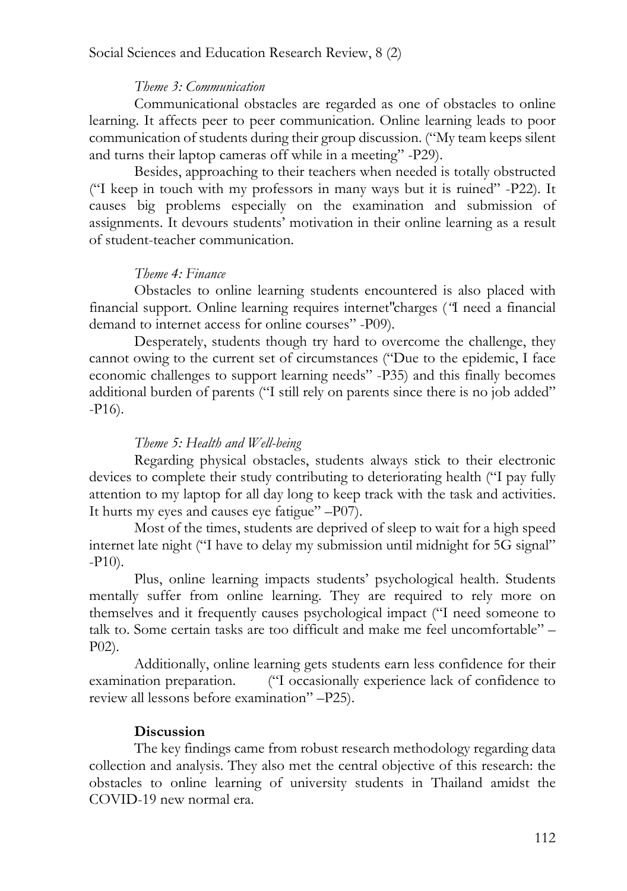*Theme 3: Communication*

Communicational obstacles are regarded as one of obstacles to online learning. It affects peer to peer communication. Online learning leads to poor communication of students during their group discussion. ("My team keeps silent and turns their laptop cameras off while in a meeting" -P29).

Besides, approaching to their teachers when needed is totally obstructed ("I keep in touch with my professors in many ways but it is ruined" -P22). It causes big problems especially on the examination and submission of assignments. It devours students' motivation in their online learning as a result of student-teacher communication.

*Theme 4: Finance*

Obstacles to online learning students encountered is also placed with financial support. Online learning requires internet"charges ("I need a financial demand to internet access for online courses" -P09).

Desperately, students though try hard to overcome the challenge, they cannot owing to the current set of circumstances ("Due to the epidemic, I face economic challenges to support learning needs" -P35) and this finally becomes additional burden of parents ("I still rely on parents since there is no job added" -P16).

*Theme 5: Health and Well-being*

Regarding physical obstacles, students always stick to their electronic devices to complete their study contributing to deteriorating health ("I pay fully attention to my laptop for all day long to keep track with the task and activities. It hurts my eyes and causes eye fatigue" –P07).

Most of the times, students are deprived of sleep to wait for a high speed internet late night ("I have to delay my submission until midnight for 5G signal" -P10).

Plus, online learning impacts students' psychological health. Students mentally suffer from online learning. They are required to rely more on themselves and it frequently causes psychological impact ("I need someone to talk to. Some certain tasks are too difficult and make me feel uncomfortable" –P02).

Additionally, online learning gets students earn less confidence for their examination preparation. ("I occasionally experience lack of confidence to review all lessons before examination" –P25).

## Discussion

The key findings came from robust research methodology regarding data collection and analysis. They also met the central objective of this research: the obstacles to online learning of university students in Thailand amidst the COVID-19 new normal era.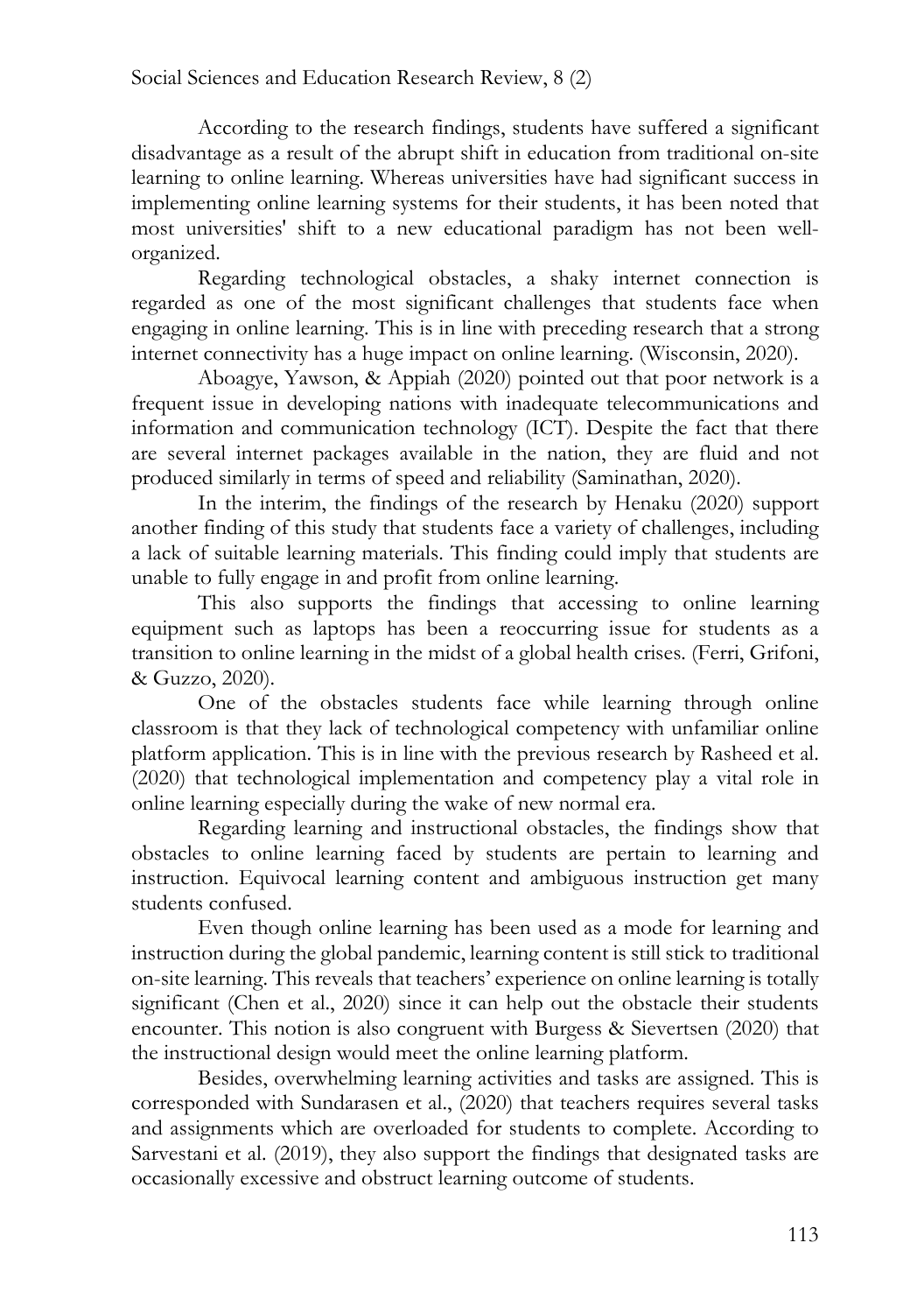According to the research findings, students have suffered a significant disadvantage as a result of the abrupt shift in education from traditional on-site learning to online learning. Whereas universities have had significant success in implementing online learning systems for their students, it has been noted that most universities' shift to a new educational paradigm has not been well-organized.

Regarding technological obstacles, a shaky internet connection is regarded as one of the most significant challenges that students face when engaging in online learning. This is in line with preceding research that a strong internet connectivity has a huge impact on online learning. (Wisconsin, 2020).

Aboagye, Yawson, & Appiah (2020) pointed out that poor network is a frequent issue in developing nations with inadequate telecommunications and information and communication technology (ICT). Despite the fact that there are several internet packages available in the nation, they are fluid and not produced similarly in terms of speed and reliability (Saminathan, 2020).

In the interim, the findings of the research by Henaku (2020) support another finding of this study that students face a variety of challenges, including a lack of suitable learning materials. This finding could imply that students are unable to fully engage in and profit from online learning.

This also supports the findings that accessing to online learning equipment such as laptops has been a reoccurring issue for students as a transition to online learning in the midst of a global health crises. (Ferri, Grifoni, & Guzzo, 2020).

One of the obstacles students face while learning through online classroom is that they lack of technological competency with unfamiliar online platform application. This is in line with the previous research by Rasheed et al. (2020) that technological implementation and competency play a vital role in online learning especially during the wake of new normal era.

Regarding learning and instructional obstacles, the findings show that obstacles to online learning faced by students are pertain to learning and instruction. Equivocal learning content and ambiguous instruction get many students confused.

Even though online learning has been used as a mode for learning and instruction during the global pandemic, learning content is still stick to traditional on-site learning. This reveals that teachers' experience on online learning is totally significant (Chen et al., 2020) since it can help out the obstacle their students encounter. This notion is also congruent with Burgess & Sievertsen (2020) that the instructional design would meet the online learning platform.

Besides, overwhelming learning activities and tasks are assigned. This is corresponded with Sundarasen et al., (2020) that teachers requires several tasks and assignments which are overloaded for students to complete. According to Sarvestani et al. (2019), they also support the findings that designated tasks are occasionally excessive and obstruct learning outcome of students.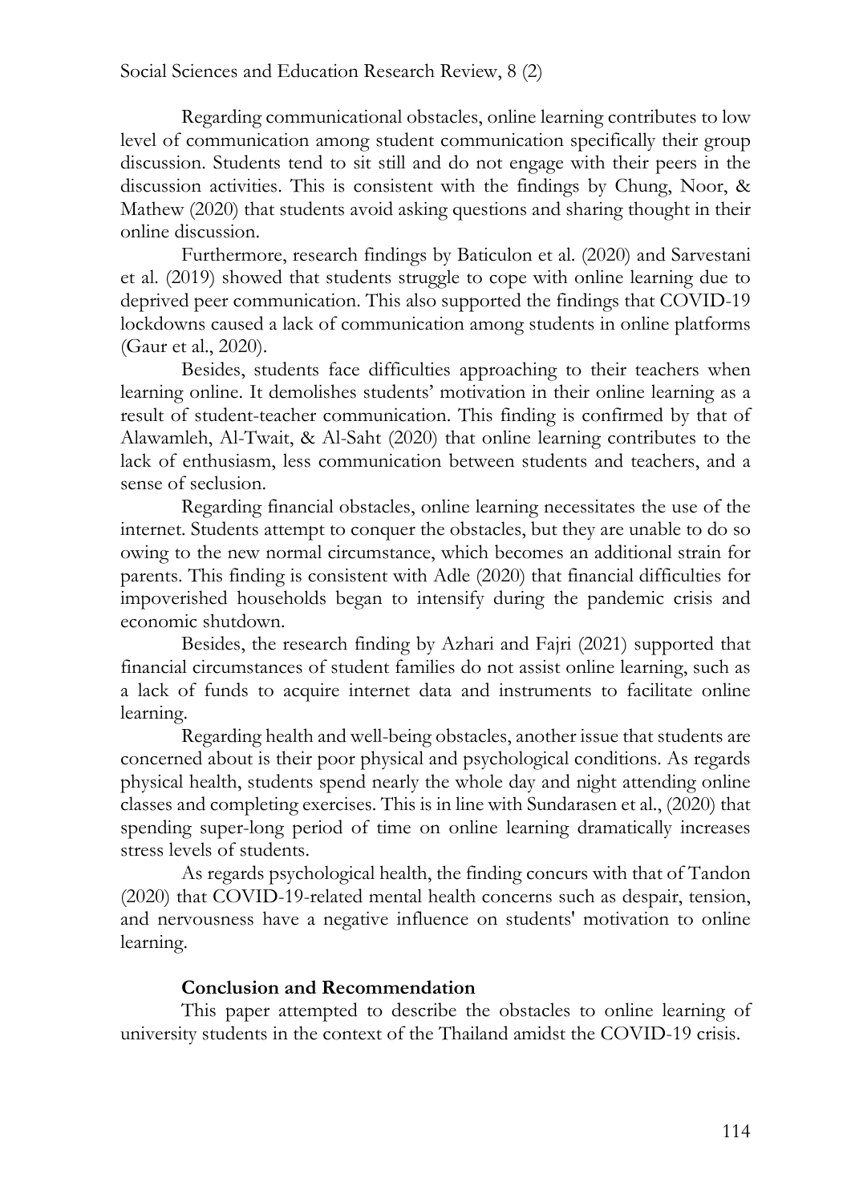Regarding communicational obstacles, online learning contributes to low level of communication among student communication specifically their group discussion. Students tend to sit still and do not engage with their peers in the discussion activities. This is consistent with the findings by Chung, Noor, & Mathew (2020) that students avoid asking questions and sharing thought in their online discussion.

Furthermore, research findings by Baticulon et al. (2020) and Sarvestani et al. (2019) showed that students struggle to cope with online learning due to deprived peer communication. This also supported the findings that COVID-19 lockdowns caused a lack of communication among students in online platforms (Gaur et al., 2020).

Besides, students face difficulties approaching to their teachers when learning online. It demolishes students' motivation in their online learning as a result of student-teacher communication. This finding is confirmed by that of Alawamleh, Al-Twait, & Al-Saht (2020) that online learning contributes to the lack of enthusiasm, less communication between students and teachers, and a sense of seclusion.

Regarding financial obstacles, online learning necessitates the use of the internet. Students attempt to conquer the obstacles, but they are unable to do so owing to the new normal circumstance, which becomes an additional strain for parents. This finding is consistent with Adle (2020) that financial difficulties for impoverished households began to intensify during the pandemic crisis and economic shutdown.

Besides, the research finding by Azhari and Fajri (2021) supported that financial circumstances of student families do not assist online learning, such as a lack of funds to acquire internet data and instruments to facilitate online learning.

Regarding health and well-being obstacles, another issue that students are concerned about is their poor physical and psychological conditions. As regards physical health, students spend nearly the whole day and night attending online classes and completing exercises. This is in line with Sundarasen et al., (2020) that spending super-long period of time on online learning dramatically increases stress levels of students.

As regards psychological health, the finding concurs with that of Tandon (2020) that COVID-19-related mental health concerns such as despair, tension, and nervousness have a negative influence on students' motivation to online learning.

## Conclusion and Recommendation

This paper attempted to describe the obstacles to online learning of university students in the context of the Thailand amidst the COVID-19 crisis.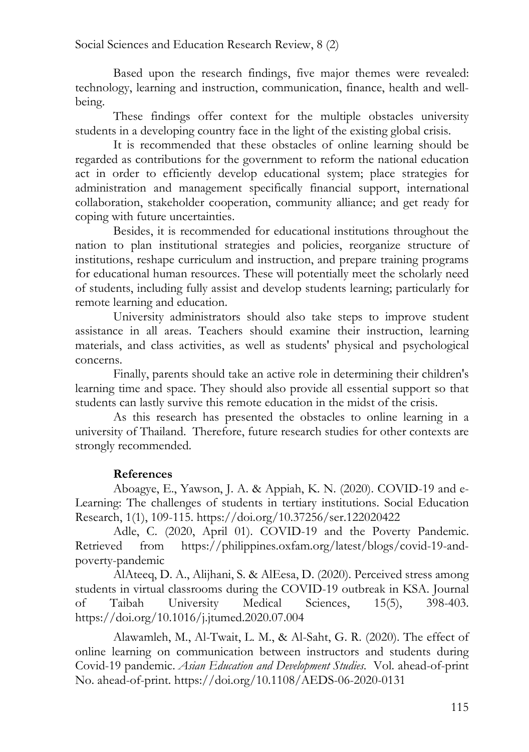Based upon the research findings, five major themes were revealed: technology, learning and instruction, communication, finance, health and well-being.

These findings offer context for the multiple obstacles university students in a developing country face in the light of the existing global crisis.

It is recommended that these obstacles of online learning should be regarded as contributions for the government to reform the national education act in order to efficiently develop educational system; place strategies for administration and management specifically financial support, international collaboration, stakeholder cooperation, community alliance; and get ready for coping with future uncertainties.

Besides, it is recommended for educational institutions throughout the nation to plan institutional strategies and policies, reorganize structure of institutions, reshape curriculum and instruction, and prepare training programs for educational human resources. These will potentially meet the scholarly need of students, including fully assist and develop students learning; particularly for remote learning and education.

University administrators should also take steps to improve student assistance in all areas. Teachers should examine their instruction, learning materials, and class activities, as well as students' physical and psychological concerns.

Finally, parents should take an active role in determining their children's learning time and space. They should also provide all essential support so that students can lastly survive this remote education in the midst of the crisis.

As this research has presented the obstacles to online learning in a university of Thailand. Therefore, future research studies for other contexts are strongly recommended.

## References

Aboagye, E., Yawson, J. A. & Appiah, K. N. (2020). COVID-19 and e-Learning: The challenges of students in tertiary institutions. Social Education Research, 1(1), 109-115. https://doi.org/10.37256/ser.122020422

Adle, C. (2020, April 01). COVID-19 and the Poverty Pandemic. Retrieved from https://philippines.oxfam.org/latest/blogs/covid-19-and-poverty-pandemic

AlAteeq, D. A., Alijhani, S. & AlEesa, D. (2020). Perceived stress among students in virtual classrooms during the COVID-19 outbreak in KSA. Journal of Taibah University Medical Sciences, 15(5), 398-403. https://doi.org/10.1016/j.jtumed.2020.07.004

Alawamleh, M., Al-Twait, L. M., & Al-Saht, G. R. (2020). The effect of online learning on communication between instructors and students during Covid-19 pandemic. *Asian Education and Development Studies*. Vol. ahead-of-print No. ahead-of-print. https://doi.org/10.1108/AEDS-06-2020-0131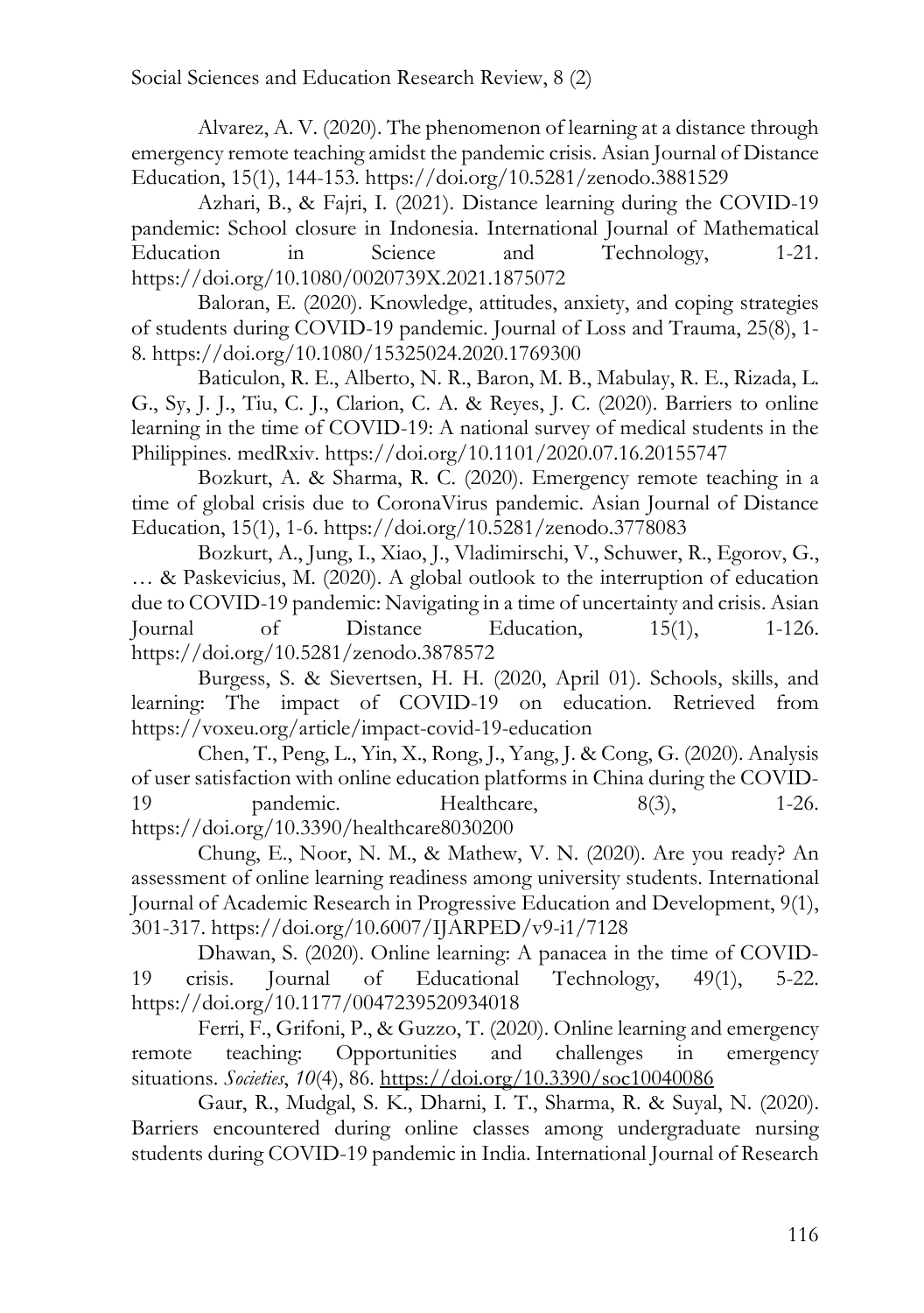Alvarez, A. V. (2020). The phenomenon of learning at a distance through emergency remote teaching amidst the pandemic crisis. Asian Journal of Distance Education, 15(1), 144-153. https://doi.org/10.5281/zenodo.3881529

Azhari, B., & Fajri, I. (2021). Distance learning during the COVID-19 pandemic: School closure in Indonesia. International Journal of Mathematical Education in Science and Technology, 1-21. https://doi.org/10.1080/0020739X.2021.1875072

Baloran, E. (2020). Knowledge, attitudes, anxiety, and coping strategies of students during COVID-19 pandemic. Journal of Loss and Trauma, 25(8), 1-8. https://doi.org/10.1080/15325024.2020.1769300

Baticulon, R. E., Alberto, N. R., Baron, M. B., Mabulay, R. E., Rizada, L. G., Sy, J. J., Tiu, C. J., Clarion, C. A. & Reyes, J. C. (2020). Barriers to online learning in the time of COVID-19: A national survey of medical students in the Philippines. medRxiv. https://doi.org/10.1101/2020.07.16.20155747

Bozkurt, A. & Sharma, R. C. (2020). Emergency remote teaching in a time of global crisis due to CoronaVirus pandemic. Asian Journal of Distance Education, 15(1), 1-6. https://doi.org/10.5281/zenodo.3778083

Bozkurt, A., Jung, I., Xiao, J., Vladimirschi, V., Schuwer, R., Egorov, G., … & Paskevicius, M. (2020). A global outlook to the interruption of education due to COVID-19 pandemic: Navigating in a time of uncertainty and crisis. Asian Journal of Distance Education, 15(1), 1-126. https://doi.org/10.5281/zenodo.3878572

Burgess, S. & Sievertsen, H. H. (2020, April 01). Schools, skills, and learning: The impact of COVID-19 on education. Retrieved from https://voxeu.org/article/impact-covid-19-education

Chen, T., Peng, L., Yin, X., Rong, J., Yang, J. & Cong, G. (2020). Analysis of user satisfaction with online education platforms in China during the COVID-19 pandemic. Healthcare, 8(3), 1-26. https://doi.org/10.3390/healthcare8030200

Chung, E., Noor, N. M., & Mathew, V. N. (2020). Are you ready? An assessment of online learning readiness among university students. International Journal of Academic Research in Progressive Education and Development, 9(1), 301-317. https://doi.org/10.6007/IJARPED/v9-i1/7128

Dhawan, S. (2020). Online learning: A panacea in the time of COVID-19 crisis. Journal of Educational Technology, 49(1), 5-22. https://doi.org/10.1177/0047239520934018

Ferri, F., Grifoni, P., & Guzzo, T. (2020). Online learning and emergency remote teaching: Opportunities and challenges in emergency situations. *Societies*, *10*(4), 86. https://doi.org/10.3390/soc10040086

Gaur, R., Mudgal, S. K., Dharni, I. T., Sharma, R. & Suyal, N. (2020). Barriers encountered during online classes among undergraduate nursing students during COVID-19 pandemic in India. International Journal of Research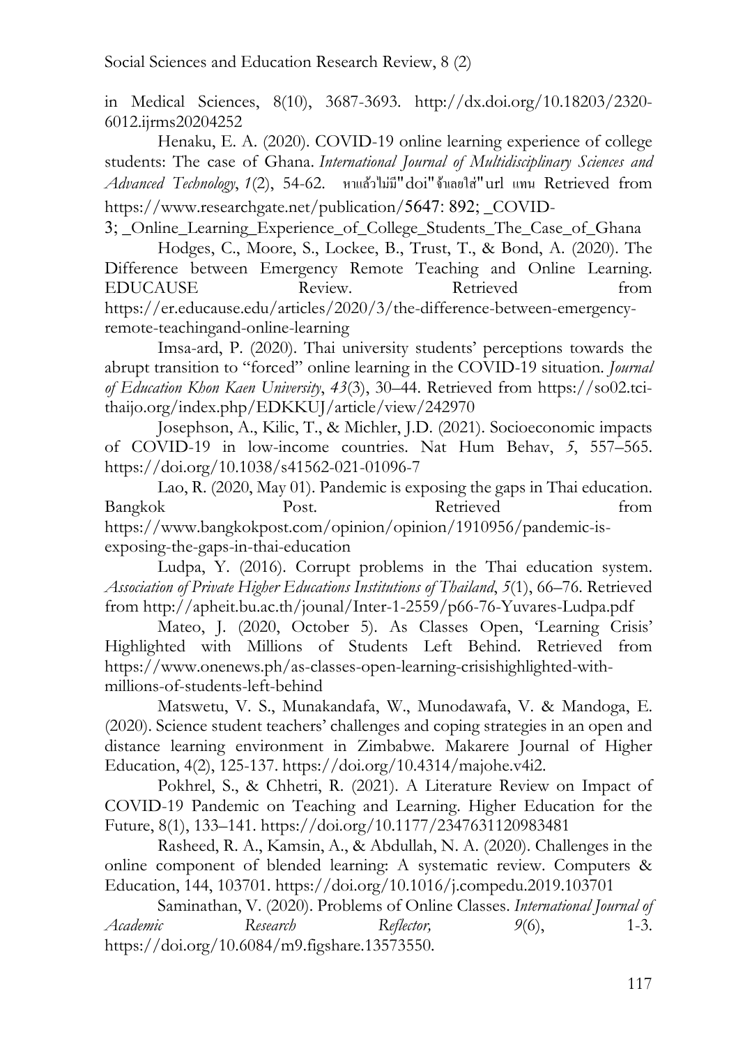in Medical Sciences, 8(10), 3687-3693. http://dx.doi.org/10.18203/2320-6012.ijrms20204252

Henaku, E. A. (2020). COVID-19 online learning experience of college students: The case of Ghana. *International Journal of Multidisciplinary Sciences and Advanced Technology*, *1*(2), 54-62. หาแล้วไม่มี"doi"จึงเลยใส่"url แทน Retrieved from https://www.researchgate.net/publication/5647: 892; _COVID-3; _Online_Learning_Experience_of_College_Students_The_Case_of_Ghana

Hodges, C., Moore, S., Lockee, B., Trust, T., & Bond, A. (2020). The Difference between Emergency Remote Teaching and Online Learning. EDUCAUSE Review. Retrieved from https://er.educause.edu/articles/2020/3/the-difference-between-emergency-remote-teachingand-online-learning

Imsa-ard, P. (2020). Thai university students' perceptions towards the abrupt transition to "forced" online learning in the COVID-19 situation. *Journal of Education Khon Kaen University*, *43*(3), 30–44. Retrieved from https://so02.tci-thaijo.org/index.php/EDKKUJ/article/view/242970

Josephson, A., Kilic, T., & Michler, J.D. (2021). Socioeconomic impacts of COVID-19 in low-income countries. Nat Hum Behav, *5*, 557–565. https://doi.org/10.1038/s41562-021-01096-7

Lao, R. (2020, May 01). Pandemic is exposing the gaps in Thai education. Bangkok Post. Retrieved from https://www.bangkokpost.com/opinion/opinion/1910956/pandemic-is-exposing-the-gaps-in-thai-education

Ludpa, Y. (2016). Corrupt problems in the Thai education system. *Association of Private Higher Educations Institutions of Thailand*, *5*(1), 66–76. Retrieved from http://apheit.bu.ac.th/jounal/Inter-1-2559/p66-76-Yuvares-Ludpa.pdf

Mateo, J. (2020, October 5). As Classes Open, 'Learning Crisis' Highlighted with Millions of Students Left Behind. Retrieved from https://www.onenews.ph/as-classes-open-learning-crisishighlighted-with-millions-of-students-left-behind

Matswetu, V. S., Munakandafa, W., Munodawafa, V. & Mandoga, E. (2020). Science student teachers' challenges and coping strategies in an open and distance learning environment in Zimbabwe. Makarere Journal of Higher Education, 4(2), 125-137. https://doi.org/10.4314/majohe.v4i2.

Pokhrel, S., & Chhetri, R. (2021). A Literature Review on Impact of COVID-19 Pandemic on Teaching and Learning. Higher Education for the Future, 8(1), 133–141. https://doi.org/10.1177/2347631120983481

Rasheed, R. A., Kamsin, A., & Abdullah, N. A. (2020). Challenges in the online component of blended learning: A systematic review. Computers & Education, 144, 103701. https://doi.org/10.1016/j.compedu.2019.103701

Saminathan, V. (2020). Problems of Online Classes. *International Journal of Academic Research Reflector,* *9*(6), 1-3. https://doi.org/10.6084/m9.figshare.13573550.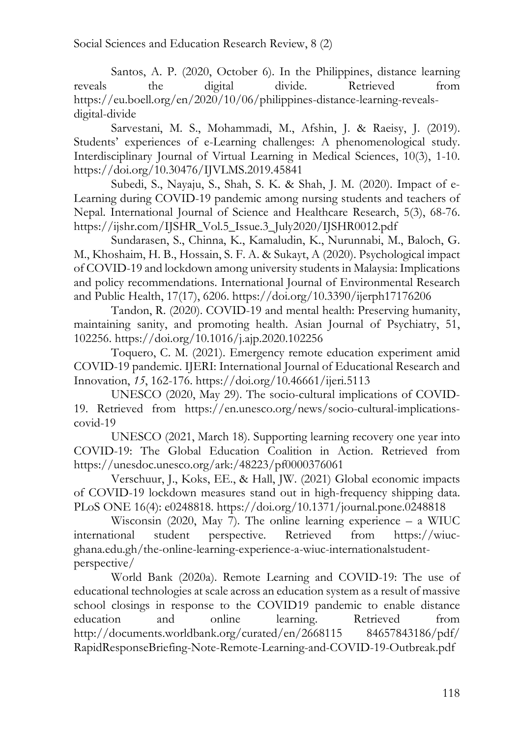Santos, A. P. (2020, October 6). In the Philippines, distance learning reveals the digital divide. Retrieved from https://eu.boell.org/en/2020/10/06/philippines-distance-learning-reveals-digital-divide

Sarvestani, M. S., Mohammadi, M., Afshin, J. & Raeisy, J. (2019). Students' experiences of e-Learning challenges: A phenomenological study. Interdisciplinary Journal of Virtual Learning in Medical Sciences, 10(3), 1-10. https://doi.org/10.30476/IJVLMS.2019.45841

Subedi, S., Nayaju, S., Shah, S. K. & Shah, J. M. (2020). Impact of e-Learning during COVID-19 pandemic among nursing students and teachers of Nepal. International Journal of Science and Healthcare Research, 5(3), 68-76. https://ijshr.com/IJSHR_Vol.5_Issue.3_July2020/IJSHR0012.pdf

Sundarasen, S., Chinna, K., Kamaludin, K., Nurunnabi, M., Baloch, G. M., Khoshaim, H. B., Hossain, S. F. A. & Sukayt, A (2020). Psychological impact of COVID-19 and lockdown among university students in Malaysia: Implications and policy recommendations. International Journal of Environmental Research and Public Health, 17(17), 6206. https://doi.org/10.3390/ijerph17176206

Tandon, R. (2020). COVID-19 and mental health: Preserving humanity, maintaining sanity, and promoting health. Asian Journal of Psychiatry, 51, 102256. https://doi.org/10.1016/j.ajp.2020.102256

Toquero, C. M. (2021). Emergency remote education experiment amid COVID-19 pandemic. IJERI: International Journal of Educational Research and Innovation, *15*, 162-176. https://doi.org/10.46661/ijeri.5113

UNESCO (2020, May 29). The socio-cultural implications of COVID-19. Retrieved from https://en.unesco.org/news/socio-cultural-implications-covid-19

UNESCO (2021, March 18). Supporting learning recovery one year into COVID-19: The Global Education Coalition in Action. Retrieved from https://unesdoc.unesco.org/ark:/48223/pf0000376061

Verschuur, J., Koks, EE., & Hall, JW. (2021) Global economic impacts of COVID-19 lockdown measures stand out in high-frequency shipping data. PLoS ONE 16(4): e0248818. https://doi.org/10.1371/journal.pone.0248818

Wisconsin (2020, May 7). The online learning experience – a WIUC international student perspective. Retrieved from https://wiuc-ghana.edu.gh/the-online-learning-experience-a-wiuc-internationalstudent-perspective/

World Bank (2020a). Remote Learning and COVID-19: The use of educational technologies at scale across an education system as a result of massive school closings in response to the COVID19 pandemic to enable distance education and online learning. Retrieved from http://documents.worldbank.org/curated/en/2668115 84657843186/pdf/ RapidResponseBriefing-Note-Remote-Learning-and-COVID-19-Outbreak.pdf